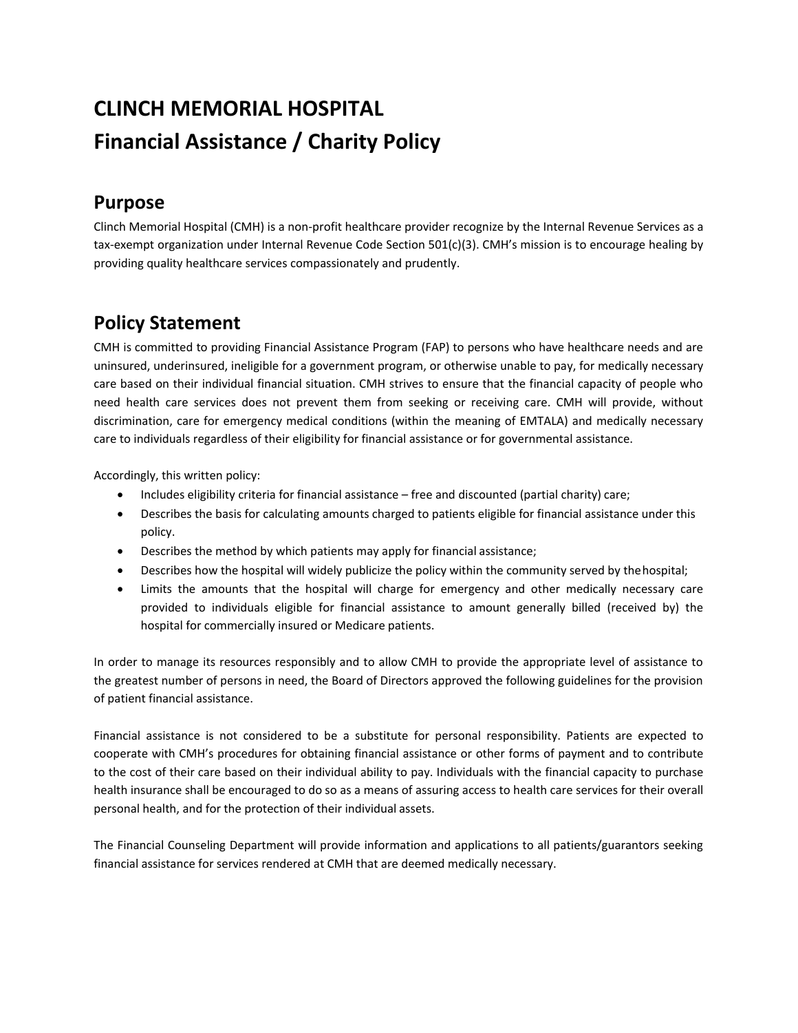# CLINCH MEMORIAL HOSPITAL
# Financial Assistance / Charity Policy

## Purpose

Clinch Memorial Hospital (CMH) is a non-profit healthcare provider recognize by the Internal Revenue Services as a tax-exempt organization under Internal Revenue Code Section 501(c)(3). CMH's mission is to encourage healing by providing quality healthcare services compassionately and prudently.

## Policy Statement

CMH is committed to providing Financial Assistance Program (FAP) to persons who have healthcare needs and are uninsured, underinsured, ineligible for a government program, or otherwise unable to pay, for medically necessary care based on their individual financial situation. CMH strives to ensure that the financial capacity of people who need health care services does not prevent them from seeking or receiving care. CMH will provide, without discrimination, care for emergency medical conditions (within the meaning of EMTALA) and medically necessary care to individuals regardless of their eligibility for financial assistance or for governmental assistance.

Accordingly, this written policy:

- Includes eligibility criteria for financial assistance – free and discounted (partial charity) care;
- Describes the basis for calculating amounts charged to patients eligible for financial assistance under this policy.
- Describes the method by which patients may apply for financial assistance;
- Describes how the hospital will widely publicize the policy within the community served by the hospital;
- Limits the amounts that the hospital will charge for emergency and other medically necessary care provided to individuals eligible for financial assistance to amount generally billed (received by) the hospital for commercially insured or Medicare patients.

In order to manage its resources responsibly and to allow CMH to provide the appropriate level of assistance to the greatest number of persons in need, the Board of Directors approved the following guidelines for the provision of patient financial assistance.

Financial assistance is not considered to be a substitute for personal responsibility. Patients are expected to cooperate with CMH's procedures for obtaining financial assistance or other forms of payment and to contribute to the cost of their care based on their individual ability to pay. Individuals with the financial capacity to purchase health insurance shall be encouraged to do so as a means of assuring access to health care services for their overall personal health, and for the protection of their individual assets.

The Financial Counseling Department will provide information and applications to all patients/guarantors seeking financial assistance for services rendered at CMH that are deemed medically necessary.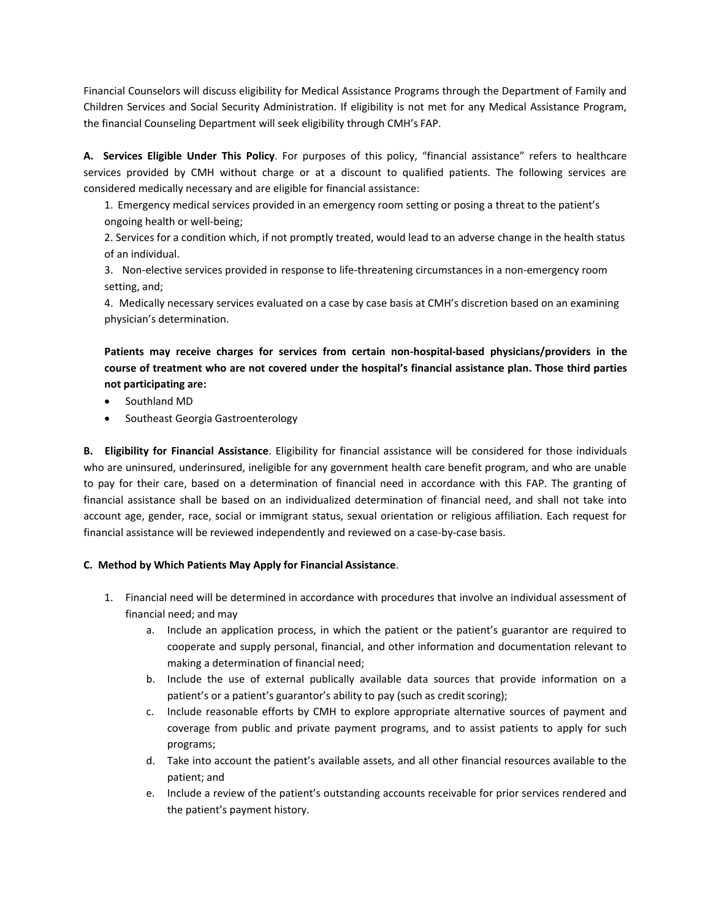Financial Counselors will discuss eligibility for Medical Assistance Programs through the Department of Family and Children Services and Social Security Administration. If eligibility is not met for any Medical Assistance Program, the financial Counseling Department will seek eligibility through CMH's FAP.

**A. Services Eligible Under This Policy**. For purposes of this policy, "financial assistance" refers to healthcare services provided by CMH without charge or at a discount to qualified patients. The following services are considered medically necessary and are eligible for financial assistance:

1. Emergency medical services provided in an emergency room setting or posing a threat to the patient's ongoing health or well-being;
2. Services for a condition which, if not promptly treated, would lead to an adverse change in the health status of an individual.
3. Non-elective services provided in response to life-threatening circumstances in a non-emergency room setting, and;
4. Medically necessary services evaluated on a case by case basis at CMH's discretion based on an examining physician's determination.

**Patients may receive charges for services from certain non-hospital-based physicians/providers in the course of treatment who are not covered under the hospital's financial assistance plan. Those third parties not participating are:**

- Southland MD
- Southeast Georgia Gastroenterology

**B. Eligibility for Financial Assistance**. Eligibility for financial assistance will be considered for those individuals who are uninsured, underinsured, ineligible for any government health care benefit program, and who are unable to pay for their care, based on a determination of financial need in accordance with this FAP. The granting of financial assistance shall be based on an individualized determination of financial need, and shall not take into account age, gender, race, social or immigrant status, sexual orientation or religious affiliation. Each request for financial assistance will be reviewed independently and reviewed on a case-by-case basis.

**C. Method by Which Patients May Apply for Financial Assistance**.

1. Financial need will be determined in accordance with procedures that involve an individual assessment of financial need; and may
    a. Include an application process, in which the patient or the patient's guarantor are required to cooperate and supply personal, financial, and other information and documentation relevant to making a determination of financial need;
    b. Include the use of external publically available data sources that provide information on a patient's or a patient's guarantor's ability to pay (such as credit scoring);
    c. Include reasonable efforts by CMH to explore appropriate alternative sources of payment and coverage from public and private payment programs, and to assist patients to apply for such programs;
    d. Take into account the patient's available assets, and all other financial resources available to the patient; and
    e. Include a review of the patient's outstanding accounts receivable for prior services rendered and the patient's payment history.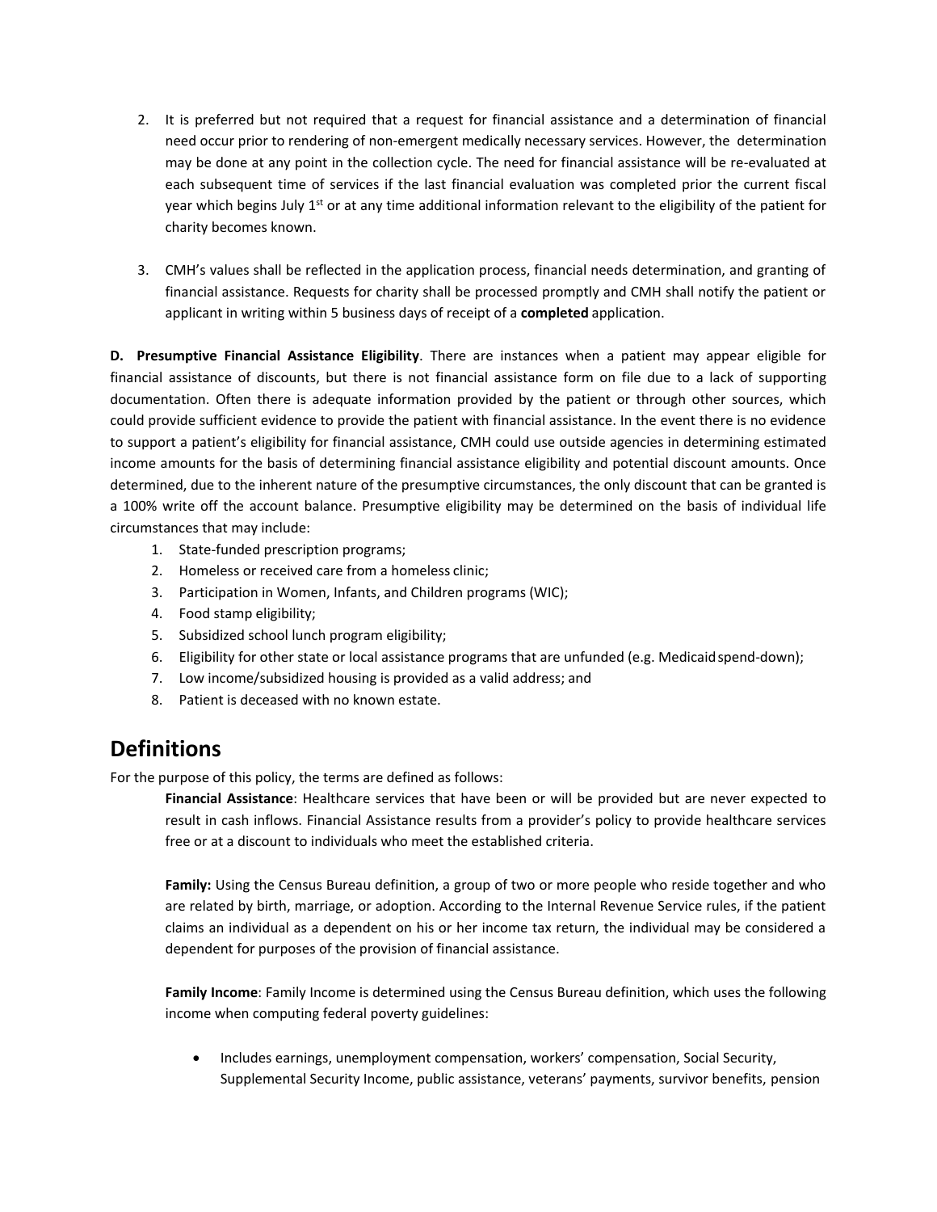2. It is preferred but not required that a request for financial assistance and a determination of financial need occur prior to rendering of non-emergent medically necessary services. However, the determination may be done at any point in the collection cycle. The need for financial assistance will be re-evaluated at each subsequent time of services if the last financial evaluation was completed prior the current fiscal year which begins July 1st or at any time additional information relevant to the eligibility of the patient for charity becomes known.

3. CMH's values shall be reflected in the application process, financial needs determination, and granting of financial assistance. Requests for charity shall be processed promptly and CMH shall notify the patient or applicant in writing within 5 business days of receipt of a **completed** application.

**D. Presumptive Financial Assistance Eligibility**. There are instances when a patient may appear eligible for financial assistance of discounts, but there is not financial assistance form on file due to a lack of supporting documentation. Often there is adequate information provided by the patient or through other sources, which could provide sufficient evidence to provide the patient with financial assistance. In the event there is no evidence to support a patient's eligibility for financial assistance, CMH could use outside agencies in determining estimated income amounts for the basis of determining financial assistance eligibility and potential discount amounts. Once determined, due to the inherent nature of the presumptive circumstances, the only discount that can be granted is a 100% write off the account balance. Presumptive eligibility may be determined on the basis of individual life circumstances that may include:

1. State-funded prescription programs;
2. Homeless or received care from a homeless clinic;
3. Participation in Women, Infants, and Children programs (WIC);
4. Food stamp eligibility;
5. Subsidized school lunch program eligibility;
6. Eligibility for other state or local assistance programs that are unfunded (e.g. Medicaid spend-down);
7. Low income/subsidized housing is provided as a valid address; and
8. Patient is deceased with no known estate.

## Definitions

For the purpose of this policy, the terms are defined as follows:

**Financial Assistance**: Healthcare services that have been or will be provided but are never expected to result in cash inflows. Financial Assistance results from a provider's policy to provide healthcare services free or at a discount to individuals who meet the established criteria.

**Family:** Using the Census Bureau definition, a group of two or more people who reside together and who are related by birth, marriage, or adoption. According to the Internal Revenue Service rules, if the patient claims an individual as a dependent on his or her income tax return, the individual may be considered a dependent for purposes of the provision of financial assistance.

**Family Income**: Family Income is determined using the Census Bureau definition, which uses the following income when computing federal poverty guidelines:

- Includes earnings, unemployment compensation, workers' compensation, Social Security, Supplemental Security Income, public assistance, veterans' payments, survivor benefits, pension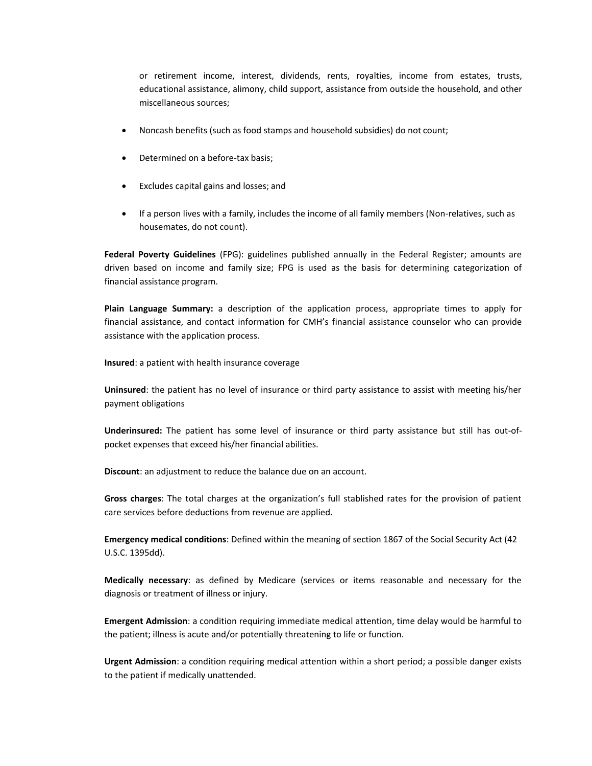or retirement income, interest, dividends, rents, royalties, income from estates, trusts, educational assistance, alimony, child support, assistance from outside the household, and other miscellaneous sources;

- Noncash benefits (such as food stamps and household subsidies) do not count;
- Determined on a before-tax basis;
- Excludes capital gains and losses; and
- If a person lives with a family, includes the income of all family members (Non-relatives, such as housemates, do not count).

**Federal Poverty Guidelines** (FPG): guidelines published annually in the Federal Register; amounts are driven based on income and family size; FPG is used as the basis for determining categorization of financial assistance program.

**Plain Language Summary:** a description of the application process, appropriate times to apply for financial assistance, and contact information for CMH's financial assistance counselor who can provide assistance with the application process.

**Insured**: a patient with health insurance coverage

**Uninsured**: the patient has no level of insurance or third party assistance to assist with meeting his/her payment obligations

**Underinsured:** The patient has some level of insurance or third party assistance but still has out-of-pocket expenses that exceed his/her financial abilities.

**Discount**: an adjustment to reduce the balance due on an account.

**Gross charges**: The total charges at the organization's full stablished rates for the provision of patient care services before deductions from revenue are applied.

**Emergency medical conditions**: Defined within the meaning of section 1867 of the Social Security Act (42 U.S.C. 1395dd).

**Medically necessary**: as defined by Medicare (services or items reasonable and necessary for the diagnosis or treatment of illness or injury.

**Emergent Admission**: a condition requiring immediate medical attention, time delay would be harmful to the patient; illness is acute and/or potentially threatening to life or function.

**Urgent Admission**: a condition requiring medical attention within a short period; a possible danger exists to the patient if medically unattended.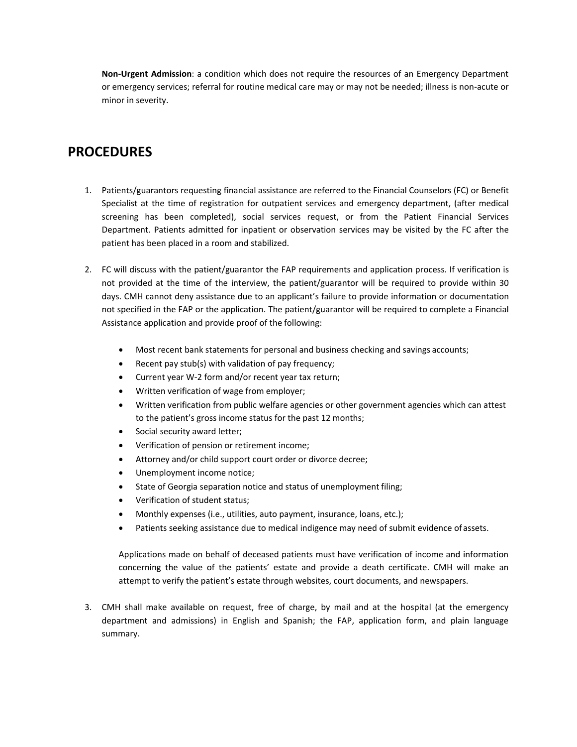**Non-Urgent Admission**: a condition which does not require the resources of an Emergency Department or emergency services; referral for routine medical care may or may not be needed; illness is non-acute or minor in severity.

## PROCEDURES

1. Patients/guarantors requesting financial assistance are referred to the Financial Counselors (FC) or Benefit Specialist at the time of registration for outpatient services and emergency department, (after medical screening has been completed), social services request, or from the Patient Financial Services Department. Patients admitted for inpatient or observation services may be visited by the FC after the patient has been placed in a room and stabilized.

2. FC will discuss with the patient/guarantor the FAP requirements and application process. If verification is not provided at the time of the interview, the patient/guarantor will be required to provide within 30 days. CMH cannot deny assistance due to an applicant's failure to provide information or documentation not specified in the FAP or the application. The patient/guarantor will be required to complete a Financial Assistance application and provide proof of the following:

   - Most recent bank statements for personal and business checking and savings accounts;
   - Recent pay stub(s) with validation of pay frequency;
   - Current year W-2 form and/or recent year tax return;
   - Written verification of wage from employer;
   - Written verification from public welfare agencies or other government agencies which can attest to the patient's gross income status for the past 12 months;
   - Social security award letter;
   - Verification of pension or retirement income;
   - Attorney and/or child support court order or divorce decree;
   - Unemployment income notice;
   - State of Georgia separation notice and status of unemployment filing;
   - Verification of student status;
   - Monthly expenses (i.e., utilities, auto payment, insurance, loans, etc.);
   - Patients seeking assistance due to medical indigence may need of submit evidence of assets.

   Applications made on behalf of deceased patients must have verification of income and information concerning the value of the patients' estate and provide a death certificate. CMH will make an attempt to verify the patient's estate through websites, court documents, and newspapers.

3. CMH shall make available on request, free of charge, by mail and at the hospital (at the emergency department and admissions) in English and Spanish; the FAP, application form, and plain language summary.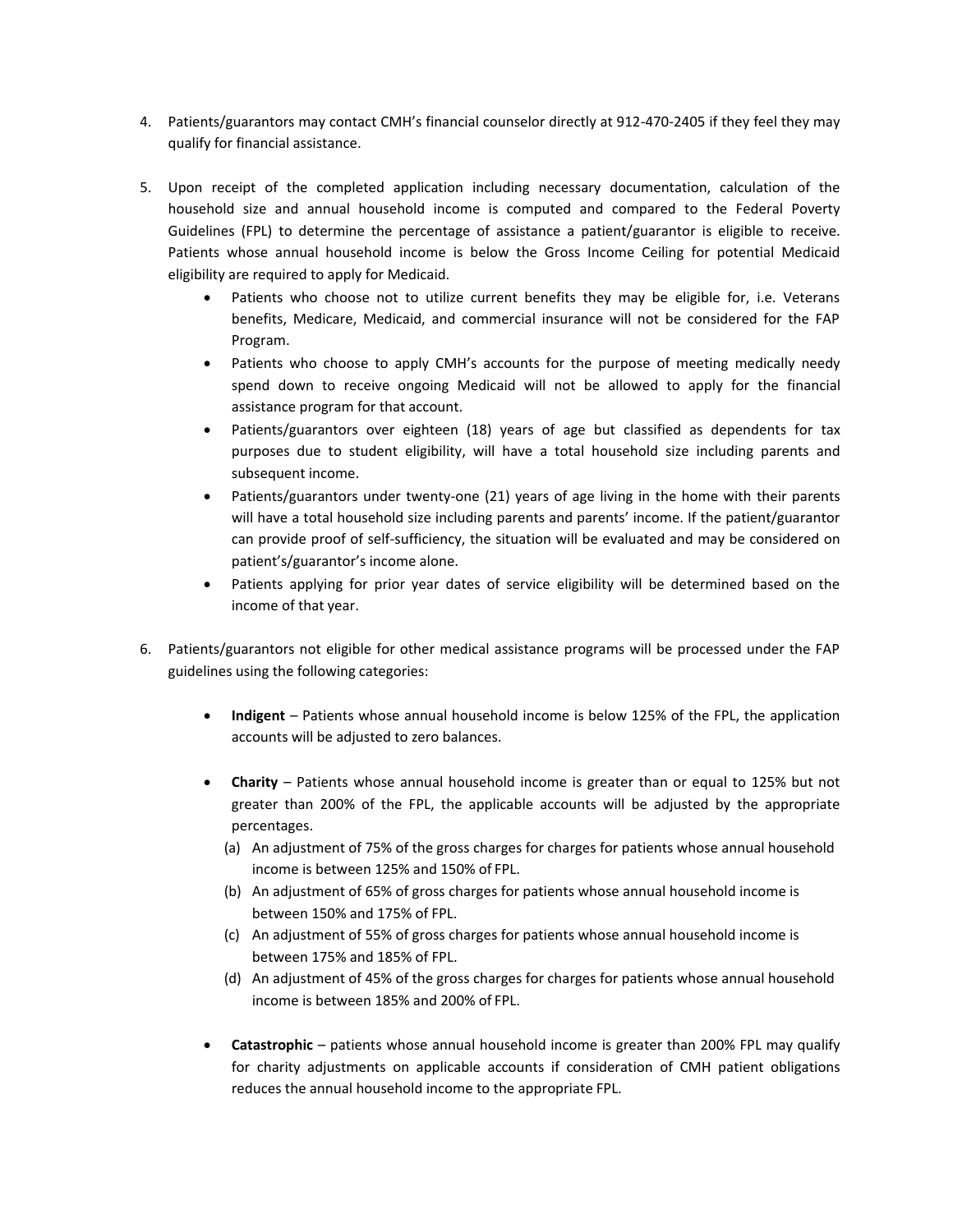4. Patients/guarantors may contact CMH's financial counselor directly at 912-470-2405 if they feel they may qualify for financial assistance.

5. Upon receipt of the completed application including necessary documentation, calculation of the household size and annual household income is computed and compared to the Federal Poverty Guidelines (FPL) to determine the percentage of assistance a patient/guarantor is eligible to receive. Patients whose annual household income is below the Gross Income Ceiling for potential Medicaid eligibility are required to apply for Medicaid.
   - Patients who choose not to utilize current benefits they may be eligible for, i.e. Veterans benefits, Medicare, Medicaid, and commercial insurance will not be considered for the FAP Program.
   - Patients who choose to apply CMH's accounts for the purpose of meeting medically needy spend down to receive ongoing Medicaid will not be allowed to apply for the financial assistance program for that account.
   - Patients/guarantors over eighteen (18) years of age but classified as dependents for tax purposes due to student eligibility, will have a total household size including parents and subsequent income.
   - Patients/guarantors under twenty-one (21) years of age living in the home with their parents will have a total household size including parents and parents' income. If the patient/guarantor can provide proof of self-sufficiency, the situation will be evaluated and may be considered on patient's/guarantor's income alone.
   - Patients applying for prior year dates of service eligibility will be determined based on the income of that year.

6. Patients/guarantors not eligible for other medical assistance programs will be processed under the FAP guidelines using the following categories:

   - **Indigent** – Patients whose annual household income is below 125% of the FPL, the application accounts will be adjusted to zero balances.

   - **Charity** – Patients whose annual household income is greater than or equal to 125% but not greater than 200% of the FPL, the applicable accounts will be adjusted by the appropriate percentages.
     (a) An adjustment of 75% of the gross charges for charges for patients whose annual household income is between 125% and 150% of FPL.
     (b) An adjustment of 65% of gross charges for patients whose annual household income is between 150% and 175% of FPL.
     (c) An adjustment of 55% of gross charges for patients whose annual household income is between 175% and 185% of FPL.
     (d) An adjustment of 45% of the gross charges for charges for patients whose annual household income is between 185% and 200% of FPL.

   - **Catastrophic** – patients whose annual household income is greater than 200% FPL may qualify for charity adjustments on applicable accounts if consideration of CMH patient obligations reduces the annual household income to the appropriate FPL.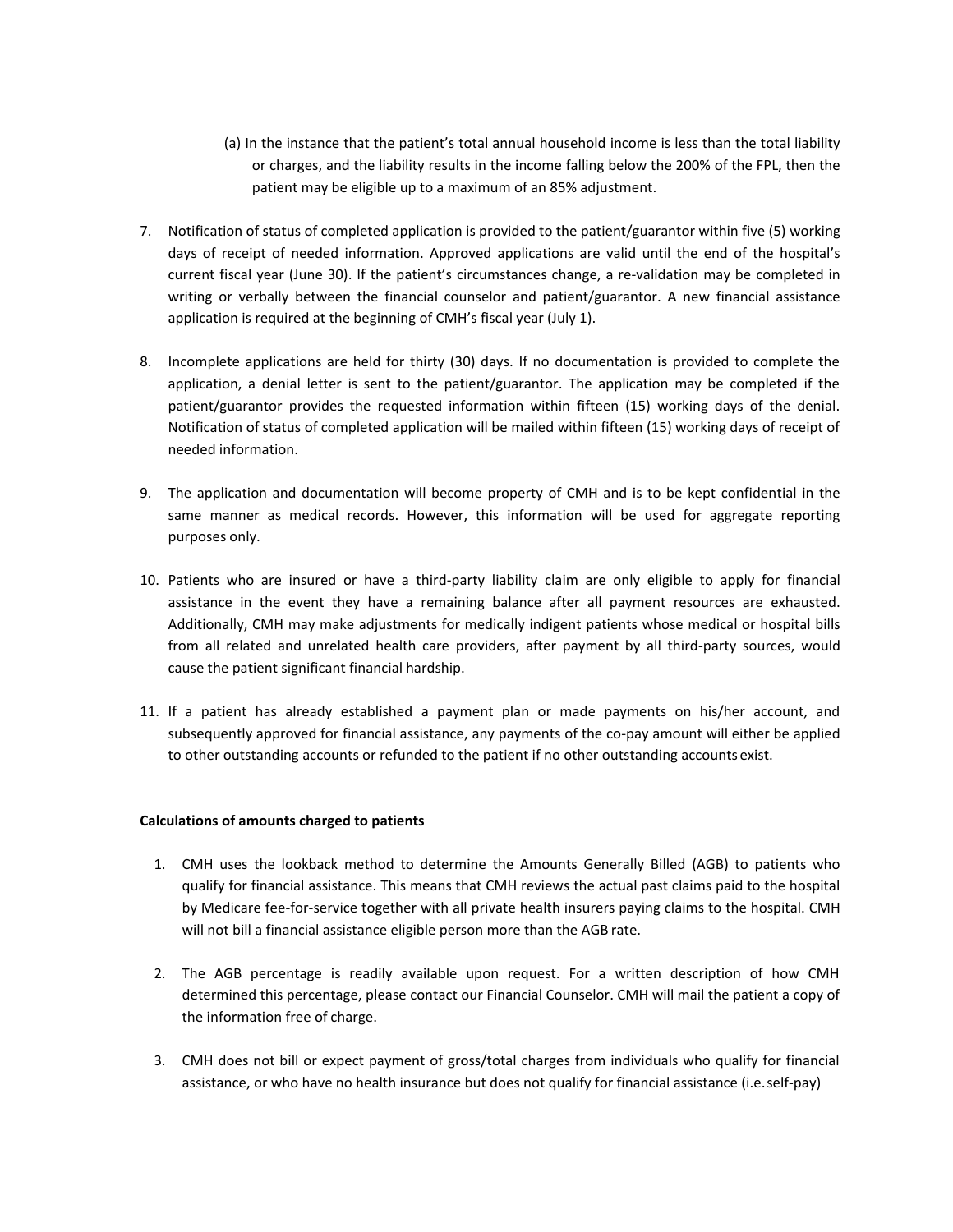(a) In the instance that the patient's total annual household income is less than the total liability or charges, and the liability results in the income falling below the 200% of the FPL, then the patient may be eligible up to a maximum of an 85% adjustment.

7. Notification of status of completed application is provided to the patient/guarantor within five (5) working days of receipt of needed information. Approved applications are valid until the end of the hospital's current fiscal year (June 30). If the patient's circumstances change, a re-validation may be completed in writing or verbally between the financial counselor and patient/guarantor. A new financial assistance application is required at the beginning of CMH's fiscal year (July 1).

8. Incomplete applications are held for thirty (30) days. If no documentation is provided to complete the application, a denial letter is sent to the patient/guarantor. The application may be completed if the patient/guarantor provides the requested information within fifteen (15) working days of the denial. Notification of status of completed application will be mailed within fifteen (15) working days of receipt of needed information.

9. The application and documentation will become property of CMH and is to be kept confidential in the same manner as medical records. However, this information will be used for aggregate reporting purposes only.

10. Patients who are insured or have a third-party liability claim are only eligible to apply for financial assistance in the event they have a remaining balance after all payment resources are exhausted. Additionally, CMH may make adjustments for medically indigent patients whose medical or hospital bills from all related and unrelated health care providers, after payment by all third-party sources, would cause the patient significant financial hardship.

11. If a patient has already established a payment plan or made payments on his/her account, and subsequently approved for financial assistance, any payments of the co-pay amount will either be applied to other outstanding accounts or refunded to the patient if no other outstanding accounts exist.

**Calculations of amounts charged to patients**

1. CMH uses the lookback method to determine the Amounts Generally Billed (AGB) to patients who qualify for financial assistance. This means that CMH reviews the actual past claims paid to the hospital by Medicare fee-for-service together with all private health insurers paying claims to the hospital. CMH will not bill a financial assistance eligible person more than the AGB rate.

2. The AGB percentage is readily available upon request. For a written description of how CMH determined this percentage, please contact our Financial Counselor. CMH will mail the patient a copy of the information free of charge.

3. CMH does not bill or expect payment of gross/total charges from individuals who qualify for financial assistance, or who have no health insurance but does not qualify for financial assistance (i.e. self-pay)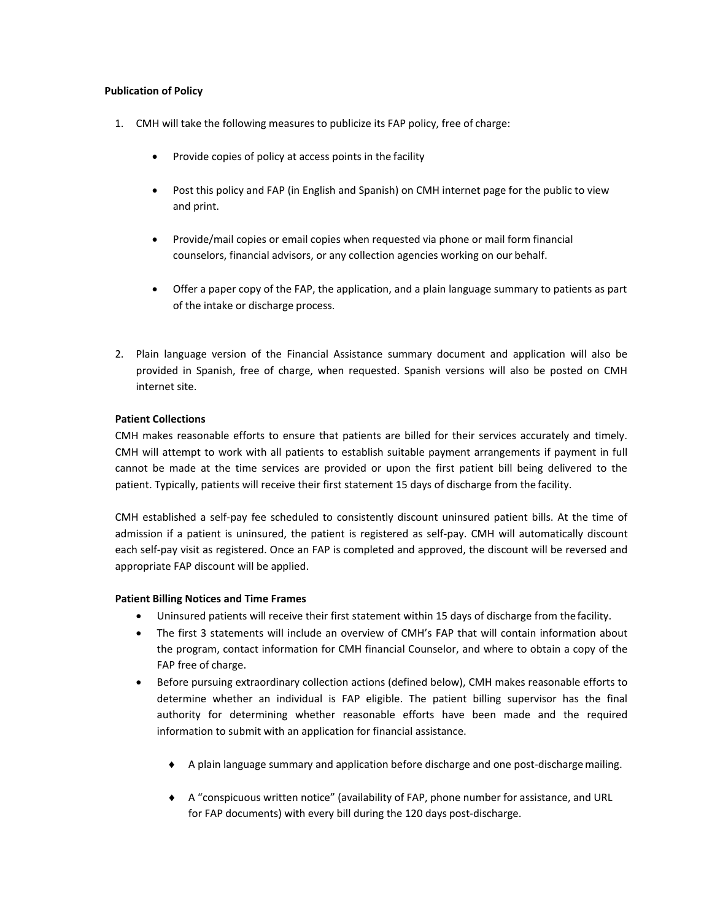**Publication of Policy**

1. CMH will take the following measures to publicize its FAP policy, free of charge:

   - Provide copies of policy at access points in the facility

   - Post this policy and FAP (in English and Spanish) on CMH internet page for the public to view and print.

   - Provide/mail copies or email copies when requested via phone or mail form financial counselors, financial advisors, or any collection agencies working on our behalf.

   - Offer a paper copy of the FAP, the application, and a plain language summary to patients as part of the intake or discharge process.

2. Plain language version of the Financial Assistance summary document and application will also be provided in Spanish, free of charge, when requested. Spanish versions will also be posted on CMH internet site.

**Patient Collections**

CMH makes reasonable efforts to ensure that patients are billed for their services accurately and timely. CMH will attempt to work with all patients to establish suitable payment arrangements if payment in full cannot be made at the time services are provided or upon the first patient bill being delivered to the patient. Typically, patients will receive their first statement 15 days of discharge from the facility.

CMH established a self-pay fee scheduled to consistently discount uninsured patient bills. At the time of admission if a patient is uninsured, the patient is registered as self-pay. CMH will automatically discount each self-pay visit as registered. Once an FAP is completed and approved, the discount will be reversed and appropriate FAP discount will be applied.

**Patient Billing Notices and Time Frames**

- Uninsured patients will receive their first statement within 15 days of discharge from the facility.
- The first 3 statements will include an overview of CMH's FAP that will contain information about the program, contact information for CMH financial Counselor, and where to obtain a copy of the FAP free of charge.
- Before pursuing extraordinary collection actions (defined below), CMH makes reasonable efforts to determine whether an individual is FAP eligible. The patient billing supervisor has the final authority for determining whether reasonable efforts have been made and the required information to submit with an application for financial assistance.

  - A plain language summary and application before discharge and one post-discharge mailing.

  - A "conspicuous written notice" (availability of FAP, phone number for assistance, and URL for FAP documents) with every bill during the 120 days post-discharge.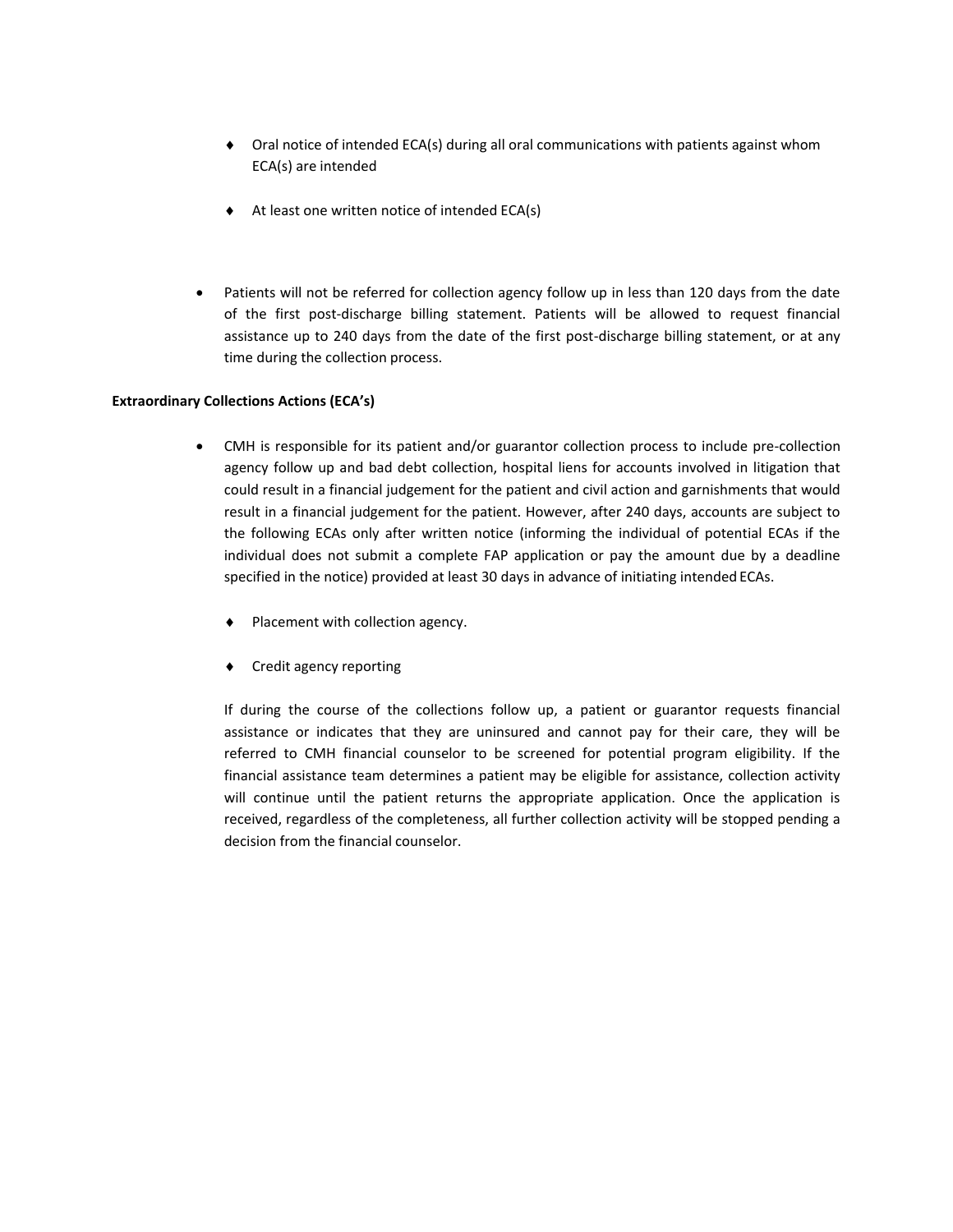- ♦ Oral notice of intended ECA(s) during all oral communications with patients against whom ECA(s) are intended
- ♦ At least one written notice of intended ECA(s)

- Patients will not be referred for collection agency follow up in less than 120 days from the date of the first post-discharge billing statement. Patients will be allowed to request financial assistance up to 240 days from the date of the first post-discharge billing statement, or at any time during the collection process.

**Extraordinary Collections Actions (ECA's)**

- CMH is responsible for its patient and/or guarantor collection process to include pre-collection agency follow up and bad debt collection, hospital liens for accounts involved in litigation that could result in a financial judgement for the patient and civil action and garnishments that would result in a financial judgement for the patient. However, after 240 days, accounts are subject to the following ECAs only after written notice (informing the individual of potential ECAs if the individual does not submit a complete FAP application or pay the amount due by a deadline specified in the notice) provided at least 30 days in advance of initiating intended ECAs.

  - ♦ Placement with collection agency.
  - ♦ Credit agency reporting

  If during the course of the collections follow up, a patient or guarantor requests financial assistance or indicates that they are uninsured and cannot pay for their care, they will be referred to CMH financial counselor to be screened for potential program eligibility. If the financial assistance team determines a patient may be eligible for assistance, collection activity will continue until the patient returns the appropriate application. Once the application is received, regardless of the completeness, all further collection activity will be stopped pending a decision from the financial counselor.